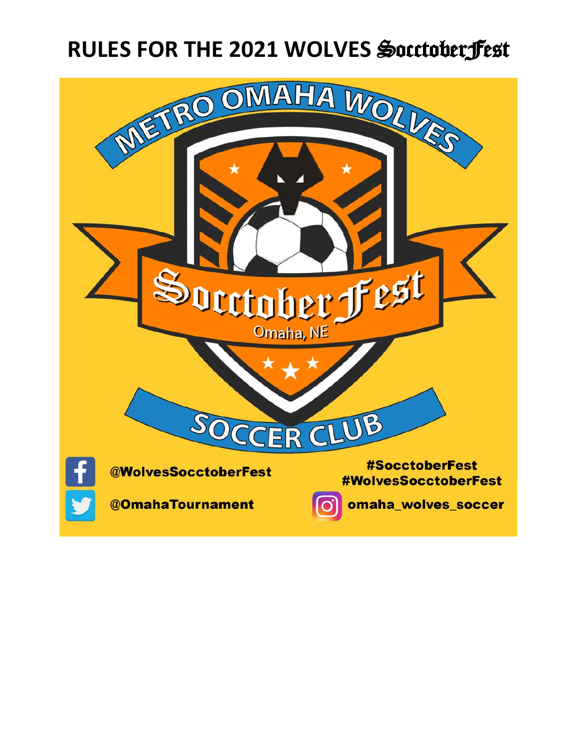# RULES FOR THE 2021 WOLVES SocctoberFest

METRO OMAHA WOLVES

SocctoberFest

Omaha, NE

SOCCER CLUB

@WolvesSocctoberFest

@OmahaTournament

#SocctoberFest
#WolvesSocctoberFest

omaha_wolves_soccer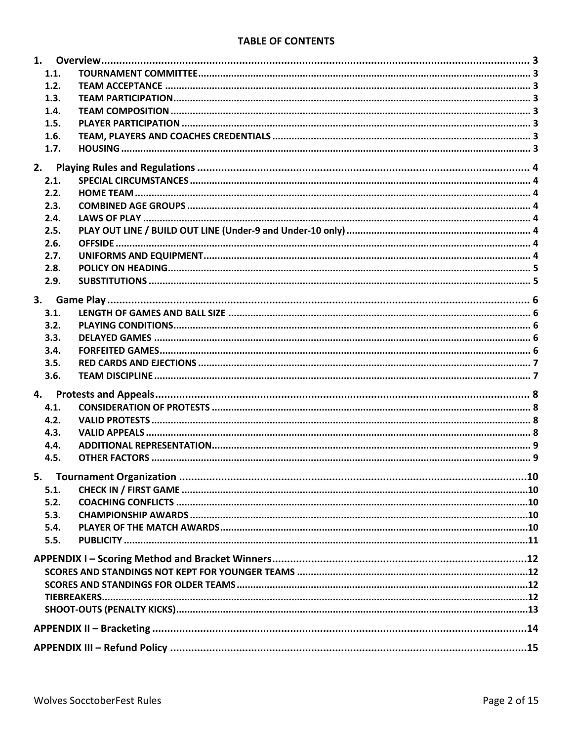**TABLE OF CONTENTS**

1. Overview ..... 3
   - 1.1. TOURNAMENT COMMITTEE ..... 3
   - 1.2. TEAM ACCEPTANCE ..... 3
   - 1.3. TEAM PARTICIPATION ..... 3
   - 1.4. TEAM COMPOSITION ..... 3
   - 1.5. PLAYER PARTICIPATION ..... 3
   - 1.6. TEAM, PLAYERS AND COACHES CREDENTIALS ..... 3
   - 1.7. HOUSING ..... 3
2. Playing Rules and Regulations ..... 4
   - 2.1. SPECIAL CIRCUMSTANCES ..... 4
   - 2.2. HOME TEAM ..... 4
   - 2.3. COMBINED AGE GROUPS ..... 4
   - 2.4. LAWS OF PLAY ..... 4
   - 2.5. PLAY OUT LINE / BUILD OUT LINE (Under-9 and Under-10 only) ..... 4
   - 2.6. OFFSIDE ..... 4
   - 2.7. UNIFORMS AND EQUIPMENT ..... 4
   - 2.8. POLICY ON HEADING ..... 5
   - 2.9. SUBSTITUTIONS ..... 5
3. Game Play ..... 6
   - 3.1. LENGTH OF GAMES AND BALL SIZE ..... 6
   - 3.2. PLAYING CONDITIONS ..... 6
   - 3.3. DELAYED GAMES ..... 6
   - 3.4. FORFEITED GAMES ..... 6
   - 3.5. RED CARDS AND EJECTIONS ..... 7
   - 3.6. TEAM DISCIPLINE ..... 7
4. Protests and Appeals ..... 8
   - 4.1. CONSIDERATION OF PROTESTS ..... 8
   - 4.2. VALID PROTESTS ..... 8
   - 4.3. VALID APPEALS ..... 8
   - 4.4. ADDITIONAL REPRESENTATION ..... 9
   - 4.5. OTHER FACTORS ..... 9
5. Tournament Organization ..... 10
   - 5.1. CHECK IN / FIRST GAME ..... 10
   - 5.2. COACHING CONFLICTS ..... 10
   - 5.3. CHAMPIONSHIP AWARDS ..... 10
   - 5.4. PLAYER OF THE MATCH AWARDS ..... 10
   - 5.5. PUBLICITY ..... 11

APPENDIX I – Scoring Method and Bracket Winners ..... 12
   - SCORES AND STANDINGS NOT KEPT FOR YOUNGER TEAMS ..... 12
   - SCORES AND STANDINGS FOR OLDER TEAMS ..... 12
   - TIEBREAKERS ..... 12
   - SHOOT-OUTS (PENALTY KICKS) ..... 13

APPENDIX II – Bracketing ..... 14

APPENDIX III – Refund Policy ..... 15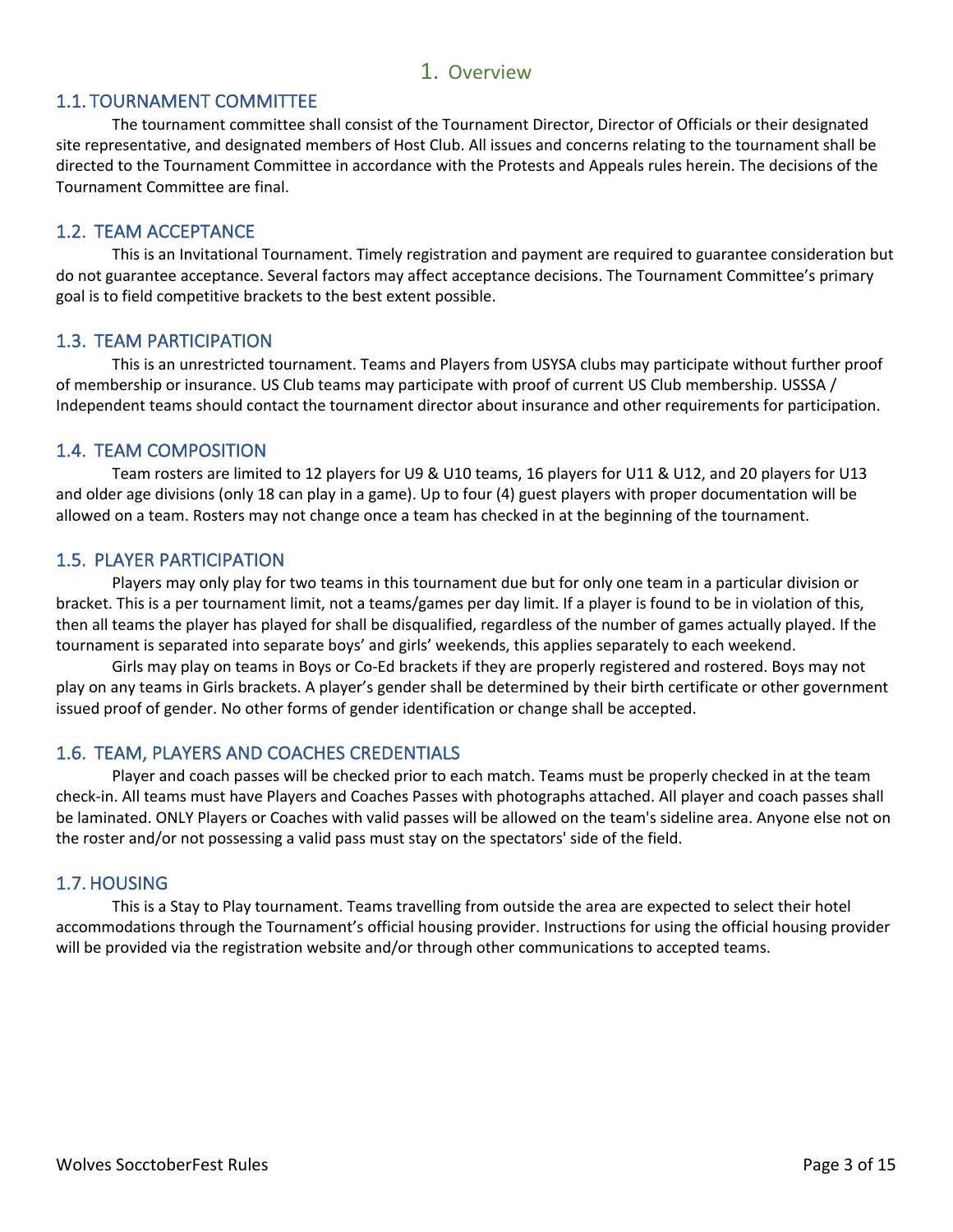# 1. Overview

## 1.1. TOURNAMENT COMMITTEE

The tournament committee shall consist of the Tournament Director, Director of Officials or their designated site representative, and designated members of Host Club. All issues and concerns relating to the tournament shall be directed to the Tournament Committee in accordance with the Protests and Appeals rules herein. The decisions of the Tournament Committee are final.

## 1.2. TEAM ACCEPTANCE

This is an Invitational Tournament. Timely registration and payment are required to guarantee consideration but do not guarantee acceptance. Several factors may affect acceptance decisions. The Tournament Committee's primary goal is to field competitive brackets to the best extent possible.

## 1.3. TEAM PARTICIPATION

This is an unrestricted tournament. Teams and Players from USYSA clubs may participate without further proof of membership or insurance. US Club teams may participate with proof of current US Club membership. USSSA / Independent teams should contact the tournament director about insurance and other requirements for participation.

## 1.4. TEAM COMPOSITION

Team rosters are limited to 12 players for U9 & U10 teams, 16 players for U11 & U12, and 20 players for U13 and older age divisions (only 18 can play in a game). Up to four (4) guest players with proper documentation will be allowed on a team. Rosters may not change once a team has checked in at the beginning of the tournament.

## 1.5. PLAYER PARTICIPATION

Players may only play for two teams in this tournament due but for only one team in a particular division or bracket. This is a per tournament limit, not a teams/games per day limit. If a player is found to be in violation of this, then all teams the player has played for shall be disqualified, regardless of the number of games actually played. If the tournament is separated into separate boys' and girls' weekends, this applies separately to each weekend.

Girls may play on teams in Boys or Co-Ed brackets if they are properly registered and rostered. Boys may not play on any teams in Girls brackets. A player's gender shall be determined by their birth certificate or other government issued proof of gender. No other forms of gender identification or change shall be accepted.

## 1.6. TEAM, PLAYERS AND COACHES CREDENTIALS

Player and coach passes will be checked prior to each match. Teams must be properly checked in at the team check-in. All teams must have Players and Coaches Passes with photographs attached. All player and coach passes shall be laminated. ONLY Players or Coaches with valid passes will be allowed on the team's sideline area. Anyone else not on the roster and/or not possessing a valid pass must stay on the spectators' side of the field.

## 1.7. HOUSING

This is a Stay to Play tournament. Teams travelling from outside the area are expected to select their hotel accommodations through the Tournament's official housing provider. Instructions for using the official housing provider will be provided via the registration website and/or through other communications to accepted teams.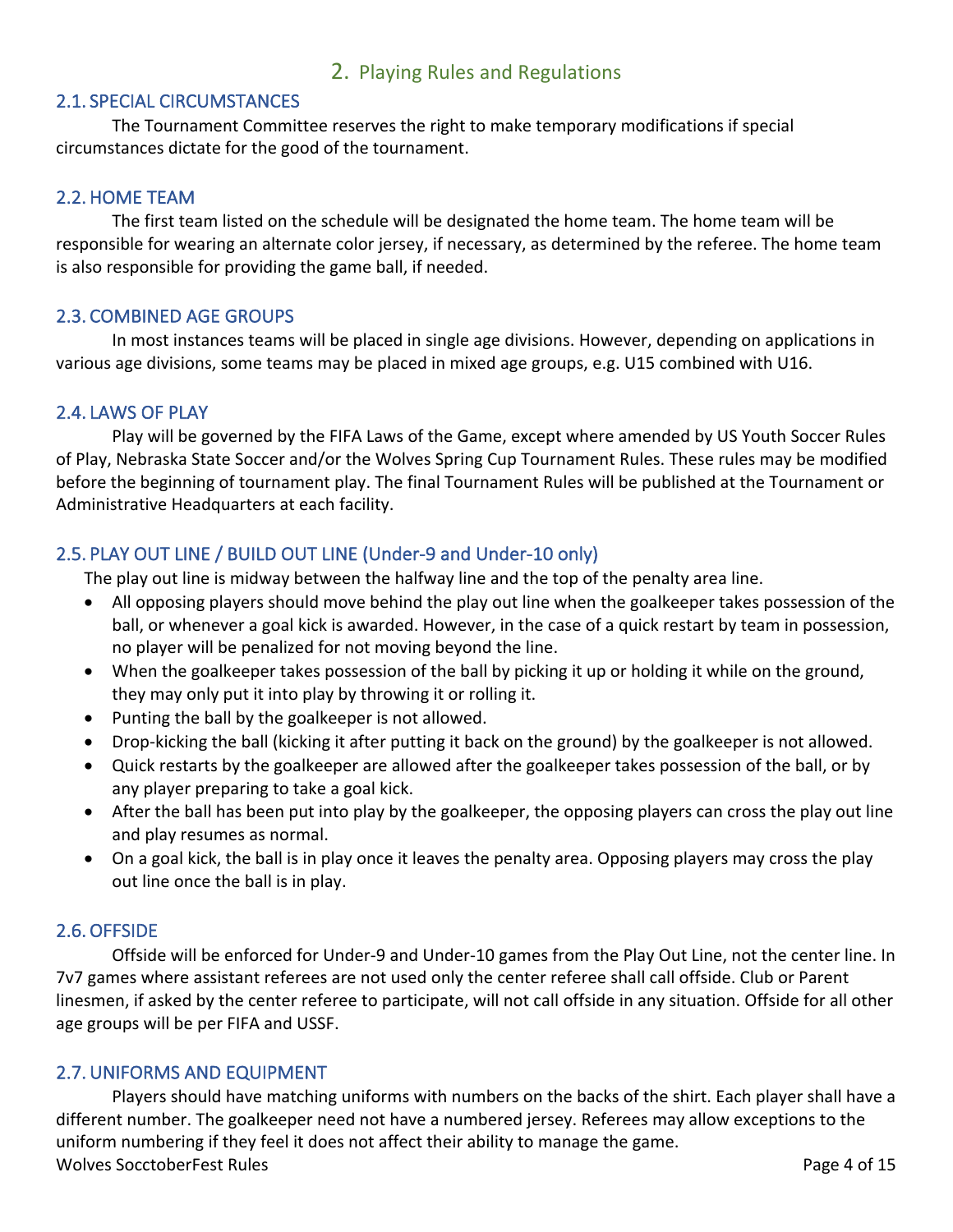## 2. Playing Rules and Regulations

### 2.1. SPECIAL CIRCUMSTANCES

The Tournament Committee reserves the right to make temporary modifications if special circumstances dictate for the good of the tournament.

### 2.2. HOME TEAM

The first team listed on the schedule will be designated the home team. The home team will be responsible for wearing an alternate color jersey, if necessary, as determined by the referee. The home team is also responsible for providing the game ball, if needed.

### 2.3. COMBINED AGE GROUPS

In most instances teams will be placed in single age divisions. However, depending on applications in various age divisions, some teams may be placed in mixed age groups, e.g. U15 combined with U16.

### 2.4. LAWS OF PLAY

Play will be governed by the FIFA Laws of the Game, except where amended by US Youth Soccer Rules of Play, Nebraska State Soccer and/or the Wolves Spring Cup Tournament Rules. These rules may be modified before the beginning of tournament play. The final Tournament Rules will be published at the Tournament or Administrative Headquarters at each facility.

### 2.5. PLAY OUT LINE / BUILD OUT LINE (Under-9 and Under-10 only)

The play out line is midway between the halfway line and the top of the penalty area line.

- All opposing players should move behind the play out line when the goalkeeper takes possession of the ball, or whenever a goal kick is awarded. However, in the case of a quick restart by team in possession, no player will be penalized for not moving beyond the line.
- When the goalkeeper takes possession of the ball by picking it up or holding it while on the ground, they may only put it into play by throwing it or rolling it.
- Punting the ball by the goalkeeper is not allowed.
- Drop-kicking the ball (kicking it after putting it back on the ground) by the goalkeeper is not allowed.
- Quick restarts by the goalkeeper are allowed after the goalkeeper takes possession of the ball, or by any player preparing to take a goal kick.
- After the ball has been put into play by the goalkeeper, the opposing players can cross the play out line and play resumes as normal.
- On a goal kick, the ball is in play once it leaves the penalty area. Opposing players may cross the play out line once the ball is in play.

### 2.6. OFFSIDE

Offside will be enforced for Under-9 and Under-10 games from the Play Out Line, not the center line. In 7v7 games where assistant referees are not used only the center referee shall call offside. Club or Parent linesmen, if asked by the center referee to participate, will not call offside in any situation. Offside for all other age groups will be per FIFA and USSF.

### 2.7. UNIFORMS AND EQUIPMENT

Players should have matching uniforms with numbers on the backs of the shirt. Each player shall have a different number. The goalkeeper need not have a numbered jersey. Referees may allow exceptions to the uniform numbering if they feel it does not affect their ability to manage the game.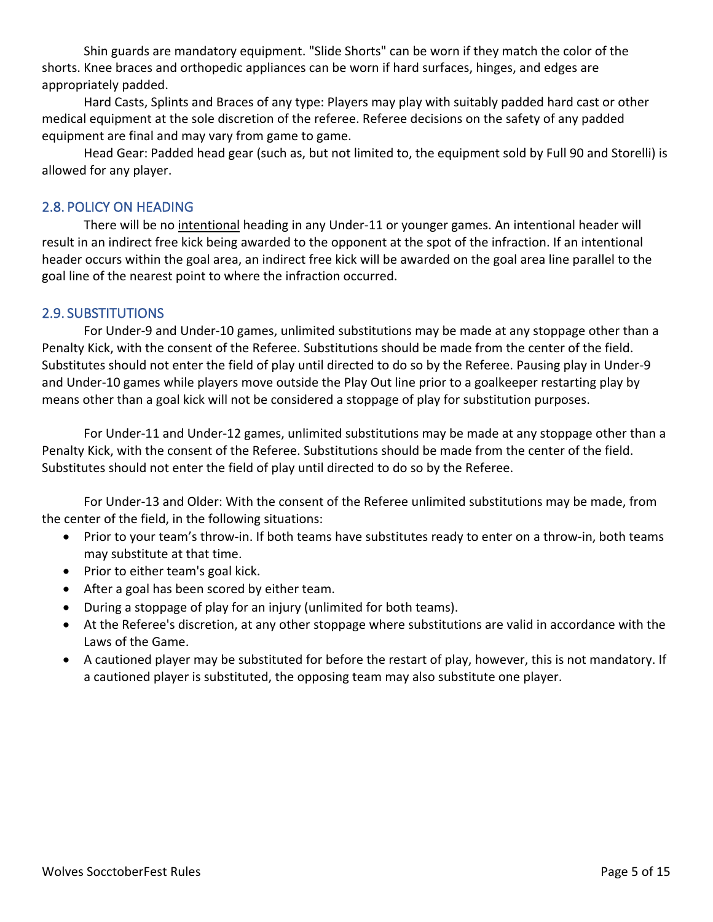Shin guards are mandatory equipment. "Slide Shorts" can be worn if they match the color of the shorts. Knee braces and orthopedic appliances can be worn if hard surfaces, hinges, and edges are appropriately padded.

Hard Casts, Splints and Braces of any type: Players may play with suitably padded hard cast or other medical equipment at the sole discretion of the referee. Referee decisions on the safety of any padded equipment are final and may vary from game to game.

Head Gear: Padded head gear (such as, but not limited to, the equipment sold by Full 90 and Storelli) is allowed for any player.

## 2.8. POLICY ON HEADING

There will be no intentional heading in any Under-11 or younger games. An intentional header will result in an indirect free kick being awarded to the opponent at the spot of the infraction. If an intentional header occurs within the goal area, an indirect free kick will be awarded on the goal area line parallel to the goal line of the nearest point to where the infraction occurred.

## 2.9. SUBSTITUTIONS

For Under-9 and Under-10 games, unlimited substitutions may be made at any stoppage other than a Penalty Kick, with the consent of the Referee. Substitutions should be made from the center of the field. Substitutes should not enter the field of play until directed to do so by the Referee. Pausing play in Under-9 and Under-10 games while players move outside the Play Out line prior to a goalkeeper restarting play by means other than a goal kick will not be considered a stoppage of play for substitution purposes.

For Under-11 and Under-12 games, unlimited substitutions may be made at any stoppage other than a Penalty Kick, with the consent of the Referee. Substitutions should be made from the center of the field. Substitutes should not enter the field of play until directed to do so by the Referee.

For Under-13 and Older: With the consent of the Referee unlimited substitutions may be made, from the center of the field, in the following situations:

- Prior to your team's throw-in. If both teams have substitutes ready to enter on a throw-in, both teams may substitute at that time.
- Prior to either team's goal kick.
- After a goal has been scored by either team.
- During a stoppage of play for an injury (unlimited for both teams).
- At the Referee's discretion, at any other stoppage where substitutions are valid in accordance with the Laws of the Game.
- A cautioned player may be substituted for before the restart of play, however, this is not mandatory. If a cautioned player is substituted, the opposing team may also substitute one player.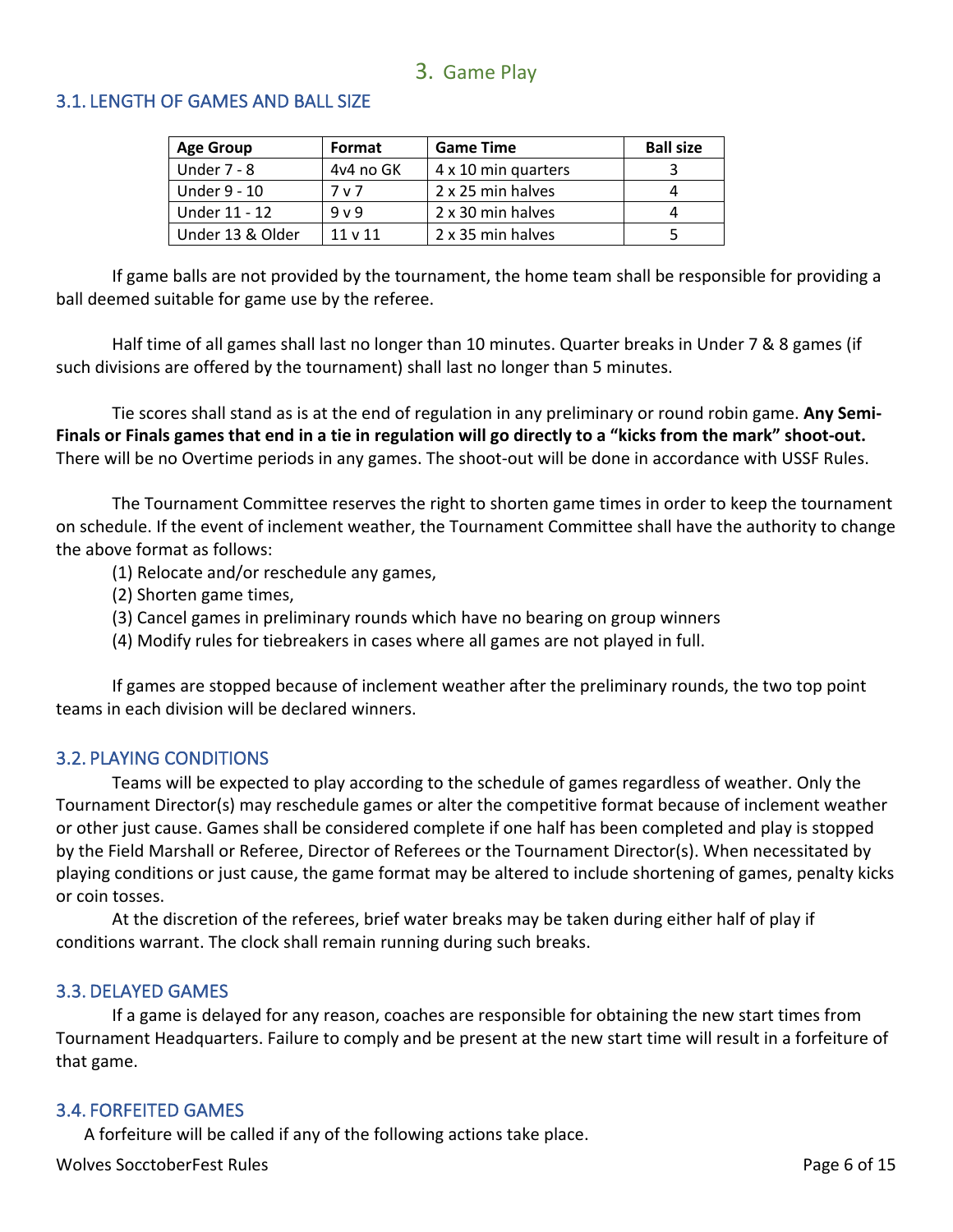## 3. Game Play

### 3.1. LENGTH OF GAMES AND BALL SIZE

| Age Group | Format | Game Time | Ball size |
|---|---|---|---|
| Under 7 - 8 | 4v4 no GK | 4 x 10 min quarters | 3 |
| Under 9 - 10 | 7 v 7 | 2 x 25 min halves | 4 |
| Under 11 - 12 | 9 v 9 | 2 x 30 min halves | 4 |
| Under 13 & Older | 11 v 11 | 2 x 35 min halves | 5 |

If game balls are not provided by the tournament, the home team shall be responsible for providing a ball deemed suitable for game use by the referee.

Half time of all games shall last no longer than 10 minutes. Quarter breaks in Under 7 & 8 games (if such divisions are offered by the tournament) shall last no longer than 5 minutes.

Tie scores shall stand as is at the end of regulation in any preliminary or round robin game. **Any Semi-Finals or Finals games that end in a tie in regulation will go directly to a "kicks from the mark" shoot-out.** There will be no Overtime periods in any games. The shoot-out will be done in accordance with USSF Rules.

The Tournament Committee reserves the right to shorten game times in order to keep the tournament on schedule. If the event of inclement weather, the Tournament Committee shall have the authority to change the above format as follows:

(1) Relocate and/or reschedule any games,
(2) Shorten game times,
(3) Cancel games in preliminary rounds which have no bearing on group winners
(4) Modify rules for tiebreakers in cases where all games are not played in full.

If games are stopped because of inclement weather after the preliminary rounds, the two top point teams in each division will be declared winners.

### 3.2. PLAYING CONDITIONS

Teams will be expected to play according to the schedule of games regardless of weather. Only the Tournament Director(s) may reschedule games or alter the competitive format because of inclement weather or other just cause. Games shall be considered complete if one half has been completed and play is stopped by the Field Marshall or Referee, Director of Referees or the Tournament Director(s). When necessitated by playing conditions or just cause, the game format may be altered to include shortening of games, penalty kicks or coin tosses.

At the discretion of the referees, brief water breaks may be taken during either half of play if conditions warrant. The clock shall remain running during such breaks.

### 3.3. DELAYED GAMES

If a game is delayed for any reason, coaches are responsible for obtaining the new start times from Tournament Headquarters. Failure to comply and be present at the new start time will result in a forfeiture of that game.

### 3.4. FORFEITED GAMES

A forfeiture will be called if any of the following actions take place.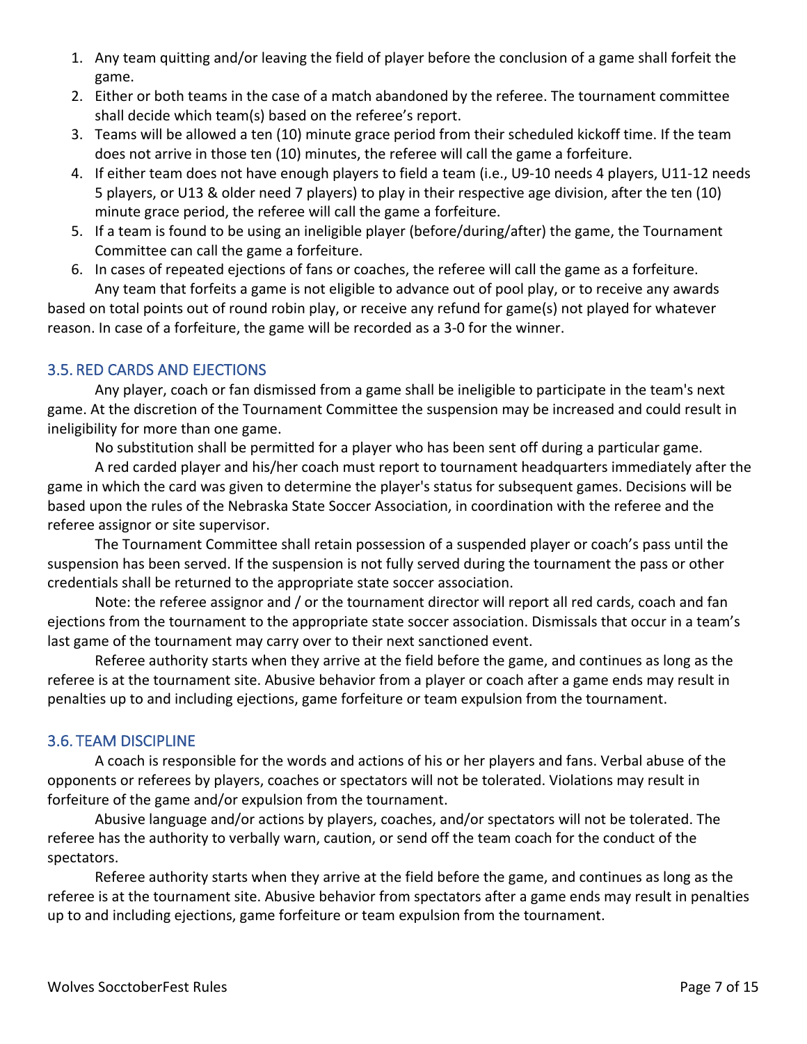1. Any team quitting and/or leaving the field of player before the conclusion of a game shall forfeit the game.
2. Either or both teams in the case of a match abandoned by the referee. The tournament committee shall decide which team(s) based on the referee's report.
3. Teams will be allowed a ten (10) minute grace period from their scheduled kickoff time. If the team does not arrive in those ten (10) minutes, the referee will call the game a forfeiture.
4. If either team does not have enough players to field a team (i.e., U9-10 needs 4 players, U11-12 needs 5 players, or U13 & older need 7 players) to play in their respective age division, after the ten (10) minute grace period, the referee will call the game a forfeiture.
5. If a team is found to be using an ineligible player (before/during/after) the game, the Tournament Committee can call the game a forfeiture.
6. In cases of repeated ejections of fans or coaches, the referee will call the game as a forfeiture.

Any team that forfeits a game is not eligible to advance out of pool play, or to receive any awards based on total points out of round robin play, or receive any refund for game(s) not played for whatever reason. In case of a forfeiture, the game will be recorded as a 3-0 for the winner.

## 3.5. RED CARDS AND EJECTIONS

Any player, coach or fan dismissed from a game shall be ineligible to participate in the team's next game. At the discretion of the Tournament Committee the suspension may be increased and could result in ineligibility for more than one game.

No substitution shall be permitted for a player who has been sent off during a particular game.

A red carded player and his/her coach must report to tournament headquarters immediately after the game in which the card was given to determine the player's status for subsequent games. Decisions will be based upon the rules of the Nebraska State Soccer Association, in coordination with the referee and the referee assignor or site supervisor.

The Tournament Committee shall retain possession of a suspended player or coach's pass until the suspension has been served. If the suspension is not fully served during the tournament the pass or other credentials shall be returned to the appropriate state soccer association.

Note: the referee assignor and / or the tournament director will report all red cards, coach and fan ejections from the tournament to the appropriate state soccer association. Dismissals that occur in a team's last game of the tournament may carry over to their next sanctioned event.

Referee authority starts when they arrive at the field before the game, and continues as long as the referee is at the tournament site. Abusive behavior from a player or coach after a game ends may result in penalties up to and including ejections, game forfeiture or team expulsion from the tournament.

## 3.6. TEAM DISCIPLINE

A coach is responsible for the words and actions of his or her players and fans. Verbal abuse of the opponents or referees by players, coaches or spectators will not be tolerated. Violations may result in forfeiture of the game and/or expulsion from the tournament.

Abusive language and/or actions by players, coaches, and/or spectators will not be tolerated. The referee has the authority to verbally warn, caution, or send off the team coach for the conduct of the spectators.

Referee authority starts when they arrive at the field before the game, and continues as long as the referee is at the tournament site. Abusive behavior from spectators after a game ends may result in penalties up to and including ejections, game forfeiture or team expulsion from the tournament.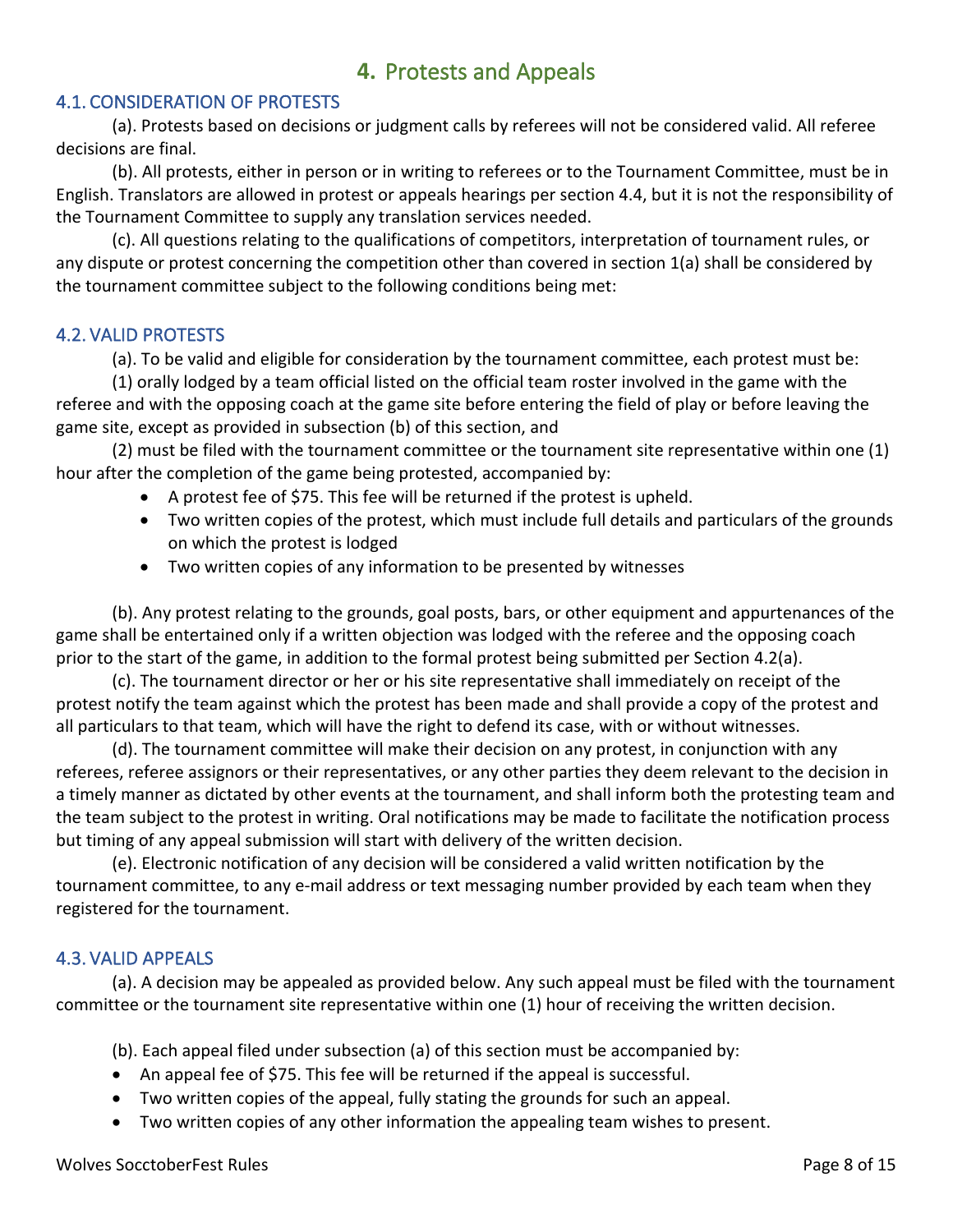# **4.** Protests and Appeals

## 4.1. CONSIDERATION OF PROTESTS

(a). Protests based on decisions or judgment calls by referees will not be considered valid. All referee decisions are final.

(b). All protests, either in person or in writing to referees or to the Tournament Committee, must be in English. Translators are allowed in protest or appeals hearings per section 4.4, but it is not the responsibility of the Tournament Committee to supply any translation services needed.

(c). All questions relating to the qualifications of competitors, interpretation of tournament rules, or any dispute or protest concerning the competition other than covered in section 1(a) shall be considered by the tournament committee subject to the following conditions being met:

## 4.2. VALID PROTESTS

(a). To be valid and eligible for consideration by the tournament committee, each protest must be:

(1) orally lodged by a team official listed on the official team roster involved in the game with the referee and with the opposing coach at the game site before entering the field of play or before leaving the game site, except as provided in subsection (b) of this section, and

(2) must be filed with the tournament committee or the tournament site representative within one (1) hour after the completion of the game being protested, accompanied by:

- A protest fee of $75. This fee will be returned if the protest is upheld.
- Two written copies of the protest, which must include full details and particulars of the grounds on which the protest is lodged
- Two written copies of any information to be presented by witnesses

(b). Any protest relating to the grounds, goal posts, bars, or other equipment and appurtenances of the game shall be entertained only if a written objection was lodged with the referee and the opposing coach prior to the start of the game, in addition to the formal protest being submitted per Section 4.2(a).

(c). The tournament director or her or his site representative shall immediately on receipt of the protest notify the team against which the protest has been made and shall provide a copy of the protest and all particulars to that team, which will have the right to defend its case, with or without witnesses.

(d). The tournament committee will make their decision on any protest, in conjunction with any referees, referee assignors or their representatives, or any other parties they deem relevant to the decision in a timely manner as dictated by other events at the tournament, and shall inform both the protesting team and the team subject to the protest in writing. Oral notifications may be made to facilitate the notification process but timing of any appeal submission will start with delivery of the written decision.

(e). Electronic notification of any decision will be considered a valid written notification by the tournament committee, to any e-mail address or text messaging number provided by each team when they registered for the tournament.

## 4.3. VALID APPEALS

(a). A decision may be appealed as provided below. Any such appeal must be filed with the tournament committee or the tournament site representative within one (1) hour of receiving the written decision.

(b). Each appeal filed under subsection (a) of this section must be accompanied by:

- An appeal fee of $75. This fee will be returned if the appeal is successful.
- Two written copies of the appeal, fully stating the grounds for such an appeal.
- Two written copies of any other information the appealing team wishes to present.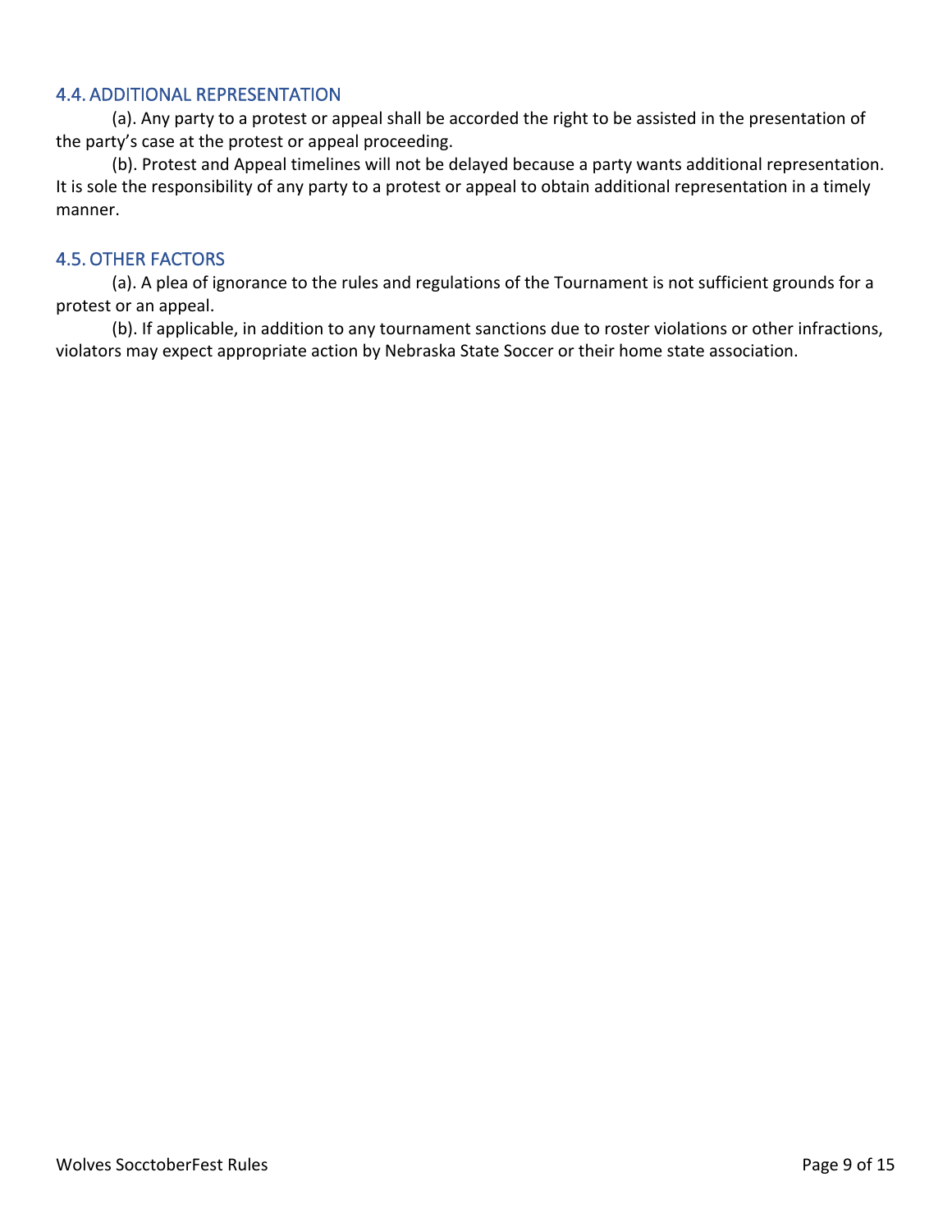### 4.4. ADDITIONAL REPRESENTATION

(a). Any party to a protest or appeal shall be accorded the right to be assisted in the presentation of the party's case at the protest or appeal proceeding.

(b). Protest and Appeal timelines will not be delayed because a party wants additional representation. It is sole the responsibility of any party to a protest or appeal to obtain additional representation in a timely manner.

### 4.5. OTHER FACTORS

(a). A plea of ignorance to the rules and regulations of the Tournament is not sufficient grounds for a protest or an appeal.

(b). If applicable, in addition to any tournament sanctions due to roster violations or other infractions, violators may expect appropriate action by Nebraska State Soccer or their home state association.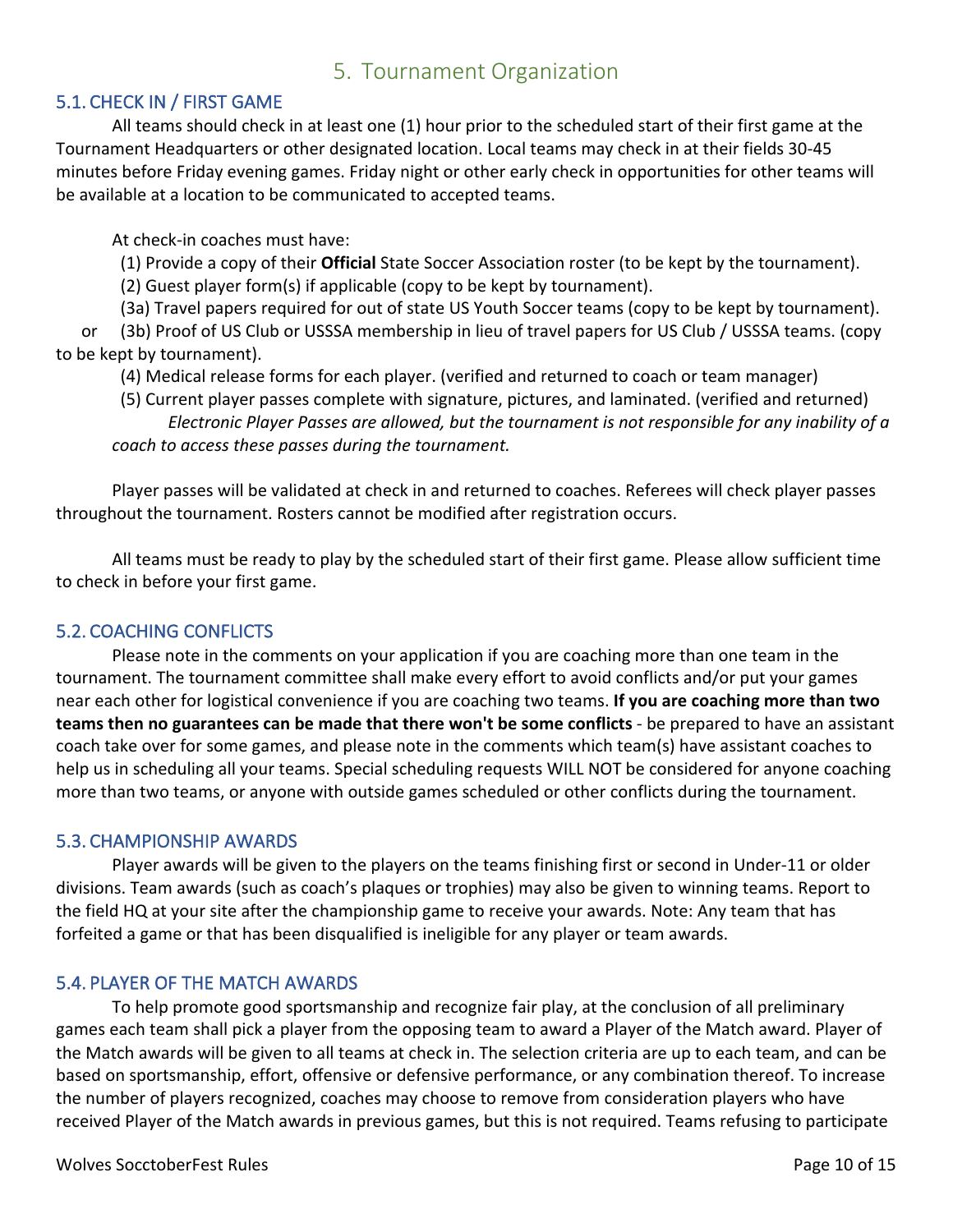# 5. Tournament Organization

## 5.1. CHECK IN / FIRST GAME

All teams should check in at least one (1) hour prior to the scheduled start of their first game at the Tournament Headquarters or other designated location. Local teams may check in at their fields 30-45 minutes before Friday evening games. Friday night or other early check in opportunities for other teams will be available at a location to be communicated to accepted teams.

At check-in coaches must have:

(1) Provide a copy of their **Official** State Soccer Association roster (to be kept by the tournament).

(2) Guest player form(s) if applicable (copy to be kept by tournament).

(3a) Travel papers required for out of state US Youth Soccer teams (copy to be kept by tournament).

or (3b) Proof of US Club or USSSA membership in lieu of travel papers for US Club / USSSA teams. (copy to be kept by tournament).

(4) Medical release forms for each player. (verified and returned to coach or team manager)

(5) Current player passes complete with signature, pictures, and laminated. (verified and returned)

*Electronic Player Passes are allowed, but the tournament is not responsible for any inability of a coach to access these passes during the tournament.*

Player passes will be validated at check in and returned to coaches. Referees will check player passes throughout the tournament. Rosters cannot be modified after registration occurs.

All teams must be ready to play by the scheduled start of their first game. Please allow sufficient time to check in before your first game.

## 5.2. COACHING CONFLICTS

Please note in the comments on your application if you are coaching more than one team in the tournament. The tournament committee shall make every effort to avoid conflicts and/or put your games near each other for logistical convenience if you are coaching two teams. **If you are coaching more than two teams then no guarantees can be made that there won't be some conflicts** - be prepared to have an assistant coach take over for some games, and please note in the comments which team(s) have assistant coaches to help us in scheduling all your teams. Special scheduling requests WILL NOT be considered for anyone coaching more than two teams, or anyone with outside games scheduled or other conflicts during the tournament.

## 5.3. CHAMPIONSHIP AWARDS

Player awards will be given to the players on the teams finishing first or second in Under-11 or older divisions. Team awards (such as coach's plaques or trophies) may also be given to winning teams. Report to the field HQ at your site after the championship game to receive your awards. Note: Any team that has forfeited a game or that has been disqualified is ineligible for any player or team awards.

## 5.4. PLAYER OF THE MATCH AWARDS

To help promote good sportsmanship and recognize fair play, at the conclusion of all preliminary games each team shall pick a player from the opposing team to award a Player of the Match award. Player of the Match awards will be given to all teams at check in. The selection criteria are up to each team, and can be based on sportsmanship, effort, offensive or defensive performance, or any combination thereof. To increase the number of players recognized, coaches may choose to remove from consideration players who have received Player of the Match awards in previous games, but this is not required. Teams refusing to participate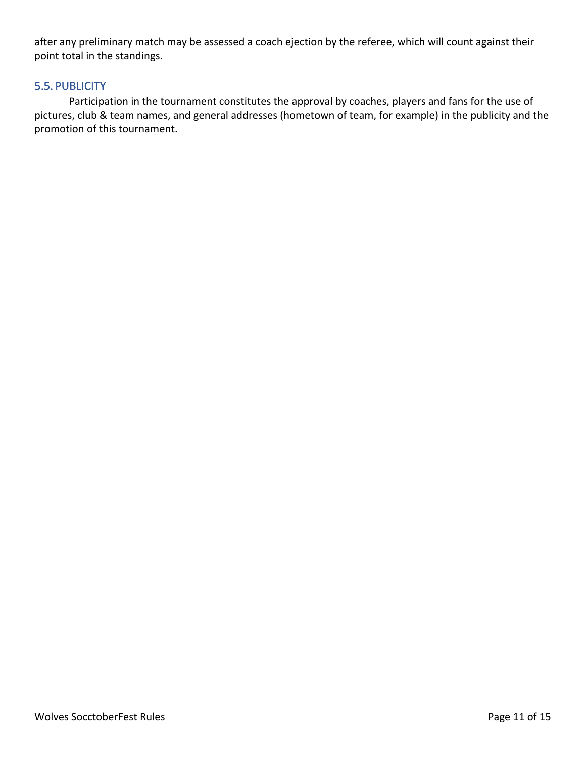after any preliminary match may be assessed a coach ejection by the referee, which will count against their point total in the standings.

## 5.5. PUBLICITY

Participation in the tournament constitutes the approval by coaches, players and fans for the use of pictures, club & team names, and general addresses (hometown of team, for example) in the publicity and the promotion of this tournament.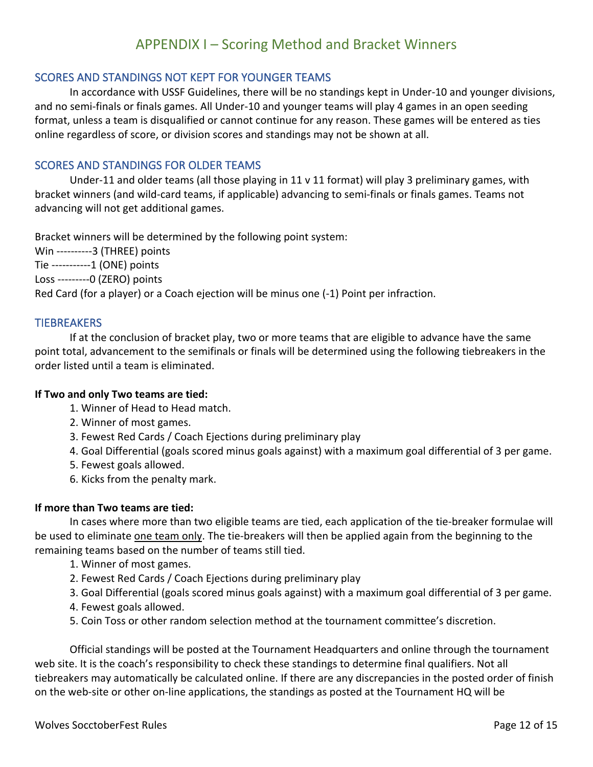# APPENDIX I – Scoring Method and Bracket Winners

## SCORES AND STANDINGS NOT KEPT FOR YOUNGER TEAMS

In accordance with USSF Guidelines, there will be no standings kept in Under-10 and younger divisions, and no semi-finals or finals games. All Under-10 and younger teams will play 4 games in an open seeding format, unless a team is disqualified or cannot continue for any reason. These games will be entered as ties online regardless of score, or division scores and standings may not be shown at all.

## SCORES AND STANDINGS FOR OLDER TEAMS

Under-11 and older teams (all those playing in 11 v 11 format) will play 3 preliminary games, with bracket winners (and wild-card teams, if applicable) advancing to semi-finals or finals games. Teams not advancing will not get additional games.

Bracket winners will be determined by the following point system:
Win ----------3 (THREE) points
Tie -----------1 (ONE) points
Loss ---------0 (ZERO) points
Red Card (for a player) or a Coach ejection will be minus one (-1) Point per infraction.

## TIEBREAKERS

If at the conclusion of bracket play, two or more teams that are eligible to advance have the same point total, advancement to the semifinals or finals will be determined using the following tiebreakers in the order listed until a team is eliminated.

**If Two and only Two teams are tied:**

1. Winner of Head to Head match.
2. Winner of most games.
3. Fewest Red Cards / Coach Ejections during preliminary play
4. Goal Differential (goals scored minus goals against) with a maximum goal differential of 3 per game.
5. Fewest goals allowed.
6. Kicks from the penalty mark.

**If more than Two teams are tied:**

In cases where more than two eligible teams are tied, each application of the tie-breaker formulae will be used to eliminate one team only. The tie-breakers will then be applied again from the beginning to the remaining teams based on the number of teams still tied.

1. Winner of most games.
2. Fewest Red Cards / Coach Ejections during preliminary play
3. Goal Differential (goals scored minus goals against) with a maximum goal differential of 3 per game.
4. Fewest goals allowed.
5. Coin Toss or other random selection method at the tournament committee's discretion.

Official standings will be posted at the Tournament Headquarters and online through the tournament web site. It is the coach's responsibility to check these standings to determine final qualifiers. Not all tiebreakers may automatically be calculated online. If there are any discrepancies in the posted order of finish on the web-site or other on-line applications, the standings as posted at the Tournament HQ will be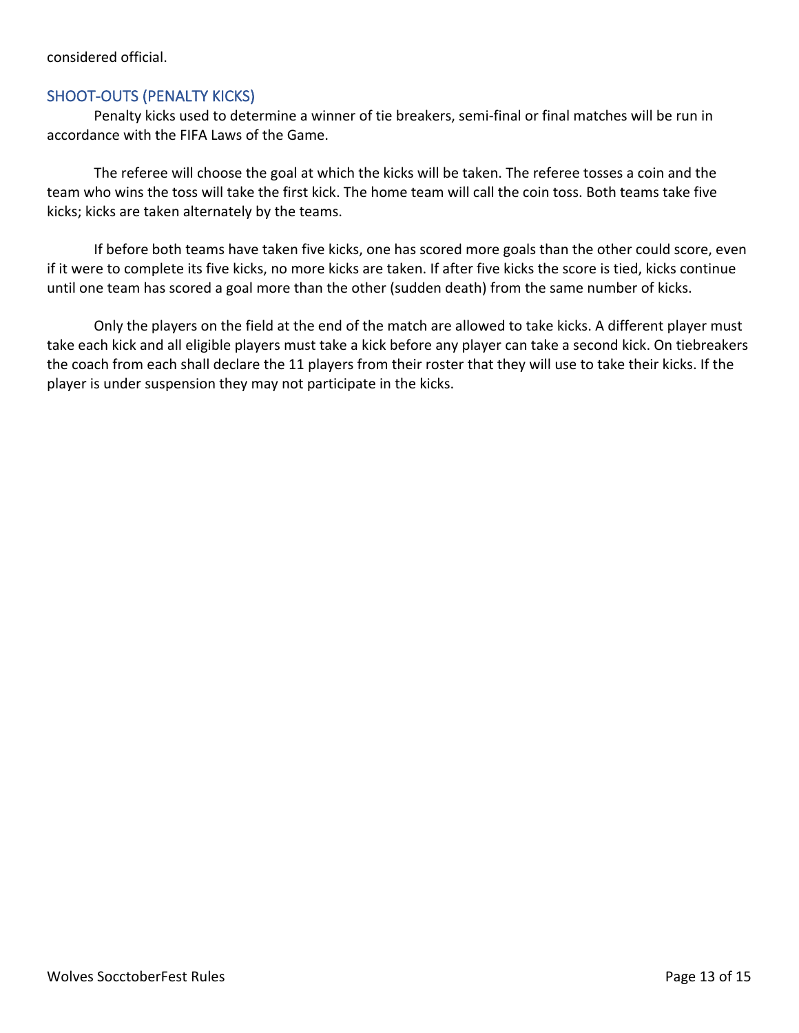considered official.

## SHOOT-OUTS (PENALTY KICKS)

Penalty kicks used to determine a winner of tie breakers, semi-final or final matches will be run in accordance with the FIFA Laws of the Game.

The referee will choose the goal at which the kicks will be taken. The referee tosses a coin and the team who wins the toss will take the first kick. The home team will call the coin toss. Both teams take five kicks; kicks are taken alternately by the teams.

If before both teams have taken five kicks, one has scored more goals than the other could score, even if it were to complete its five kicks, no more kicks are taken. If after five kicks the score is tied, kicks continue until one team has scored a goal more than the other (sudden death) from the same number of kicks.

Only the players on the field at the end of the match are allowed to take kicks. A different player must take each kick and all eligible players must take a kick before any player can take a second kick. On tiebreakers the coach from each shall declare the 11 players from their roster that they will use to take their kicks. If the player is under suspension they may not participate in the kicks.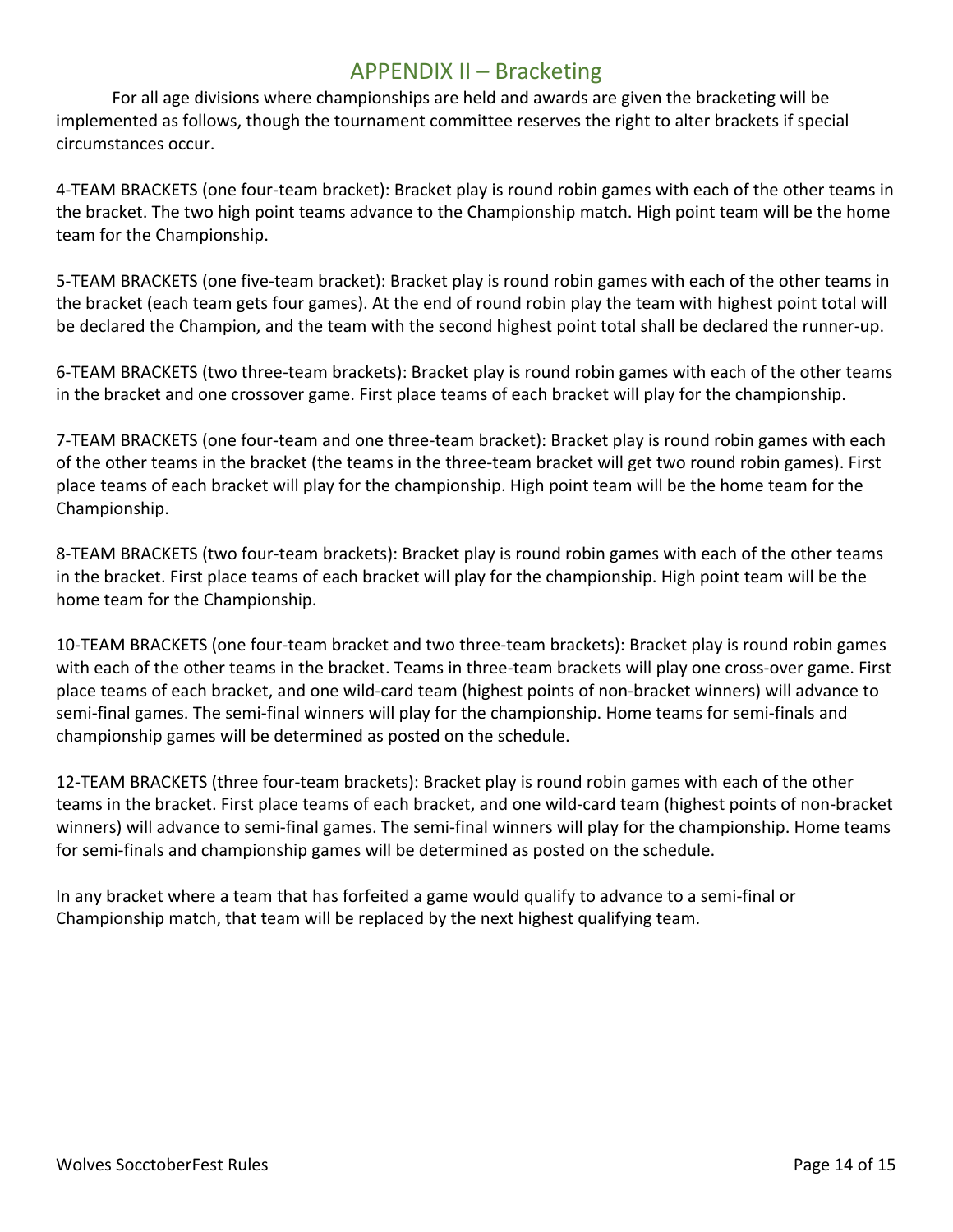# APPENDIX II – Bracketing

For all age divisions where championships are held and awards are given the bracketing will be implemented as follows, though the tournament committee reserves the right to alter brackets if special circumstances occur.

4-TEAM BRACKETS (one four-team bracket): Bracket play is round robin games with each of the other teams in the bracket. The two high point teams advance to the Championship match. High point team will be the home team for the Championship.

5-TEAM BRACKETS (one five-team bracket): Bracket play is round robin games with each of the other teams in the bracket (each team gets four games). At the end of round robin play the team with highest point total will be declared the Champion, and the team with the second highest point total shall be declared the runner-up.

6-TEAM BRACKETS (two three-team brackets): Bracket play is round robin games with each of the other teams in the bracket and one crossover game. First place teams of each bracket will play for the championship.

7-TEAM BRACKETS (one four-team and one three-team bracket): Bracket play is round robin games with each of the other teams in the bracket (the teams in the three-team bracket will get two round robin games). First place teams of each bracket will play for the championship. High point team will be the home team for the Championship.

8-TEAM BRACKETS (two four-team brackets): Bracket play is round robin games with each of the other teams in the bracket. First place teams of each bracket will play for the championship. High point team will be the home team for the Championship.

10-TEAM BRACKETS (one four-team bracket and two three-team brackets): Bracket play is round robin games with each of the other teams in the bracket. Teams in three-team brackets will play one cross-over game. First place teams of each bracket, and one wild-card team (highest points of non-bracket winners) will advance to semi-final games. The semi-final winners will play for the championship. Home teams for semi-finals and championship games will be determined as posted on the schedule.

12-TEAM BRACKETS (three four-team brackets): Bracket play is round robin games with each of the other teams in the bracket. First place teams of each bracket, and one wild-card team (highest points of non-bracket winners) will advance to semi-final games. The semi-final winners will play for the championship. Home teams for semi-finals and championship games will be determined as posted on the schedule.

In any bracket where a team that has forfeited a game would qualify to advance to a semi-final or Championship match, that team will be replaced by the next highest qualifying team.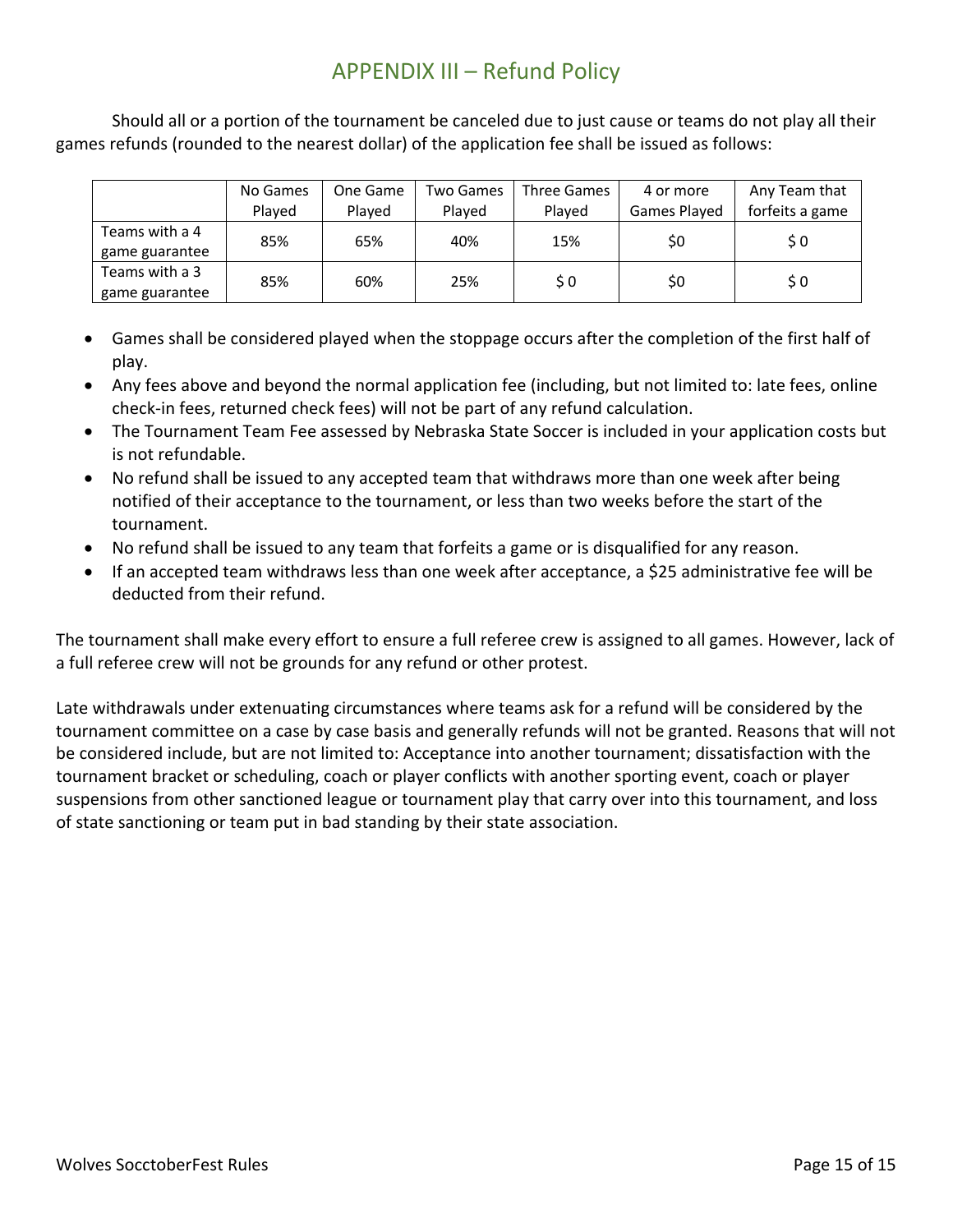## APPENDIX III – Refund Policy

Should all or a portion of the tournament be canceled due to just cause or teams do not play all their games refunds (rounded to the nearest dollar) of the application fee shall be issued as follows:

| | No Games Played | One Game Played | Two Games Played | Three Games Played | 4 or more Games Played | Any Team that forfeits a game |
|---|---|---|---|---|---|---|
| Teams with a 4 game guarantee | 85% | 65% | 40% | 15% | $0 | $ 0 |
| Teams with a 3 game guarantee | 85% | 60% | 25% | $ 0 | $0 | $ 0 |

- Games shall be considered played when the stoppage occurs after the completion of the first half of play.
- Any fees above and beyond the normal application fee (including, but not limited to: late fees, online check-in fees, returned check fees) will not be part of any refund calculation.
- The Tournament Team Fee assessed by Nebraska State Soccer is included in your application costs but is not refundable.
- No refund shall be issued to any accepted team that withdraws more than one week after being notified of their acceptance to the tournament, or less than two weeks before the start of the tournament.
- No refund shall be issued to any team that forfeits a game or is disqualified for any reason.
- If an accepted team withdraws less than one week after acceptance, a $25 administrative fee will be deducted from their refund.

The tournament shall make every effort to ensure a full referee crew is assigned to all games. However, lack of a full referee crew will not be grounds for any refund or other protest.

Late withdrawals under extenuating circumstances where teams ask for a refund will be considered by the tournament committee on a case by case basis and generally refunds will not be granted. Reasons that will not be considered include, but are not limited to: Acceptance into another tournament; dissatisfaction with the tournament bracket or scheduling, coach or player conflicts with another sporting event, coach or player suspensions from other sanctioned league or tournament play that carry over into this tournament, and loss of state sanctioning or team put in bad standing by their state association.